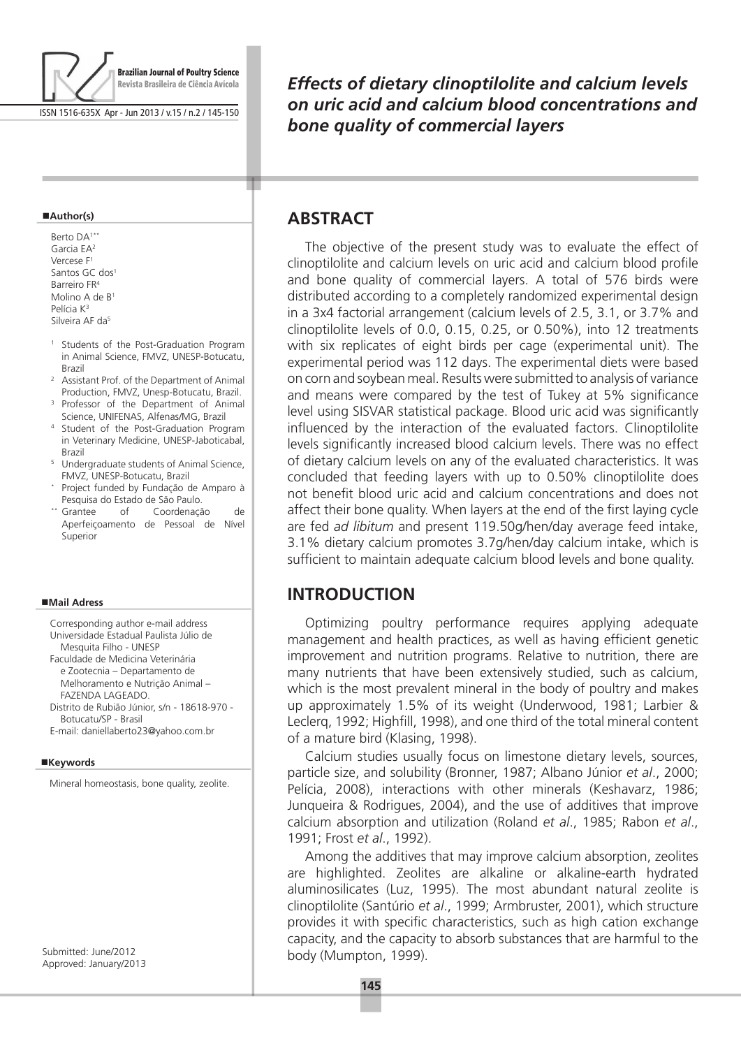# Effects of dietary clinoptilolite and calcium levels on uric acid and calcium blood concentrations and bone quality of commercial layers

**Author(s)**

Berto DA[1**]
Garcia EA[2]
Vercese F[1]
Santos GC dos[1]
Barreiro FR[4]
Molino A de B[1]
Pelícia K[3]
Silveira AF da[5]

[1] Students of the Post-Graduation Program in Animal Science, FMVZ, UNESP-Botucatu, Brazil
[2] Assistant Prof. of the Department of Animal Production, FMVZ, Unesp-Botucatu, Brazil.
[3] Professor of the Department of Animal Science, UNIFENAS, Alfenas/MG, Brazil
[4] Student of the Post-Graduation Program in Veterinary Medicine, UNESP-Jaboticabal, Brazil
[5] Undergraduate students of Animal Science, FMVZ, UNESP-Botucatu, Brazil
[*] Project funded by Fundação de Amparo à Pesquisa do Estado de São Paulo.
[**] Grantee of Coordenação de Aperfeiçoamento de Pessoal de Nível Superior

**Mail Adress**

Corresponding author e-mail address
Universidade Estadual Paulista Júlio de Mesquita Filho - UNESP
Faculdade de Medicina Veterinária e Zootecnia – Departamento de Melhoramento e Nutrição Animal – FAZENDA LAGEADO.
Distrito de Rubião Júnior, s/n - 18618-970 - Botucatu/SP - Brasil
E-mail: daniellaberto23@yahoo.com.br

**Keywords**

Mineral homeostasis, bone quality, zeolite.

Submitted: June/2012
Approved: January/2013

## ABSTRACT

The objective of the present study was to evaluate the effect of clinoptilolite and calcium levels on uric acid and calcium blood profile and bone quality of commercial layers. A total of 576 birds were distributed according to a completely randomized experimental design in a 3x4 factorial arrangement (calcium levels of 2.5, 3.1, or 3.7% and clinoptilolite levels of 0.0, 0.15, 0.25, or 0.50%), into 12 treatments with six replicates of eight birds per cage (experimental unit). The experimental period was 112 days. The experimental diets were based on corn and soybean meal. Results were submitted to analysis of variance and means were compared by the test of Tukey at 5% significance level using SISVAR statistical package. Blood uric acid was significantly influenced by the interaction of the evaluated factors. Clinoptilolite levels significantly increased blood calcium levels. There was no effect of dietary calcium levels on any of the evaluated characteristics. It was concluded that feeding layers with up to 0.50% clinoptilolite does not benefit blood uric acid and calcium concentrations and does not affect their bone quality. When layers at the end of the first laying cycle are fed *ad libitum* and present 119.50g/hen/day average feed intake, 3.1% dietary calcium promotes 3.7g/hen/day calcium intake, which is sufficient to maintain adequate calcium blood levels and bone quality.

## INTRODUCTION

Optimizing poultry performance requires applying adequate management and health practices, as well as having efficient genetic improvement and nutrition programs. Relative to nutrition, there are many nutrients that have been extensively studied, such as calcium, which is the most prevalent mineral in the body of poultry and makes up approximately 1.5% of its weight (Underwood, 1981; Larbier & Leclerq, 1992; Highfill, 1998), and one third of the total mineral content of a mature bird (Klasing, 1998).

Calcium studies usually focus on limestone dietary levels, sources, particle size, and solubility (Bronner, 1987; Albano Júnior *et al*., 2000; Pelícia, 2008), interactions with other minerals (Keshavarz, 1986; Junqueira & Rodrigues, 2004), and the use of additives that improve calcium absorption and utilization (Roland *et al*., 1985; Rabon *et al*., 1991; Frost *et al*., 1992).

Among the additives that may improve calcium absorption, zeolites are highlighted. Zeolites are alkaline or alkaline-earth hydrated aluminosilicates (Luz, 1995). The most abundant natural zeolite is clinoptilolite (Santúrio *et al*., 1999; Armbruster, 2001), which structure provides it with specific characteristics, such as high cation exchange capacity, and the capacity to absorb substances that are harmful to the body (Mumpton, 1999).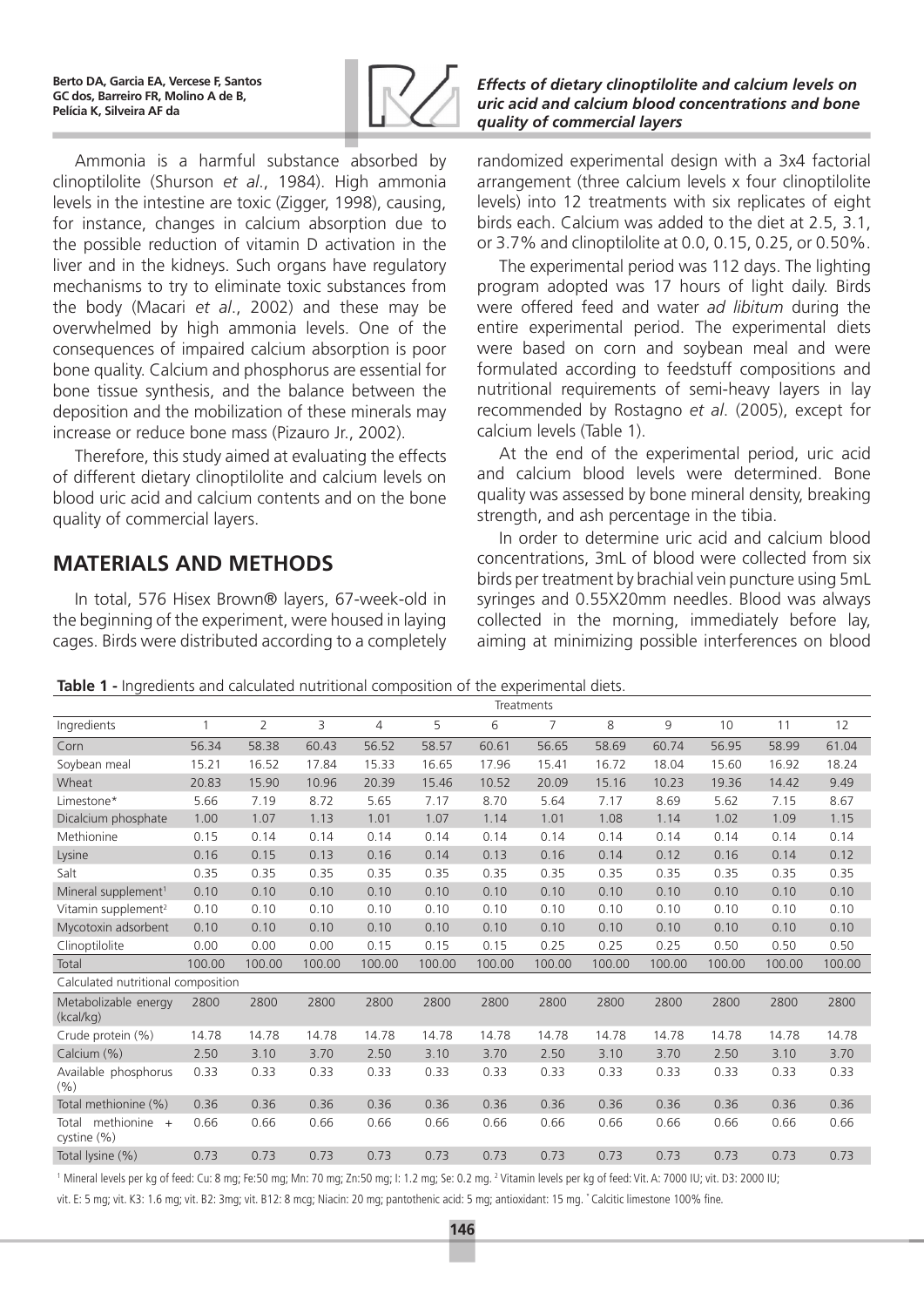Ammonia is a harmful substance absorbed by clinoptilolite (Shurson *et al*., 1984). High ammonia levels in the intestine are toxic (Zigger, 1998), causing, for instance, changes in calcium absorption due to the possible reduction of vitamin D activation in the liver and in the kidneys. Such organs have regulatory mechanisms to try to eliminate toxic substances from the body (Macari *et al*., 2002) and these may be overwhelmed by high ammonia levels. One of the consequences of impaired calcium absorption is poor bone quality. Calcium and phosphorus are essential for bone tissue synthesis, and the balance between the deposition and the mobilization of these minerals may increase or reduce bone mass (Pizauro Jr., 2002).

Therefore, this study aimed at evaluating the effects of different dietary clinoptilolite and calcium levels on blood uric acid and calcium contents and on the bone quality of commercial layers.

## MATERIALS AND METHODS

In total, 576 Hisex Brown® layers, 67-week-old in the beginning of the experiment, were housed in laying cages. Birds were distributed according to a completely randomized experimental design with a 3x4 factorial arrangement (three calcium levels x four clinoptilolite levels) into 12 treatments with six replicates of eight birds each. Calcium was added to the diet at 2.5, 3.1, or 3.7% and clinoptilolite at 0.0, 0.15, 0.25, or 0.50%.

The experimental period was 112 days. The lighting program adopted was 17 hours of light daily. Birds were offered feed and water *ad libitum* during the entire experimental period. The experimental diets were based on corn and soybean meal and were formulated according to feedstuff compositions and nutritional requirements of semi-heavy layers in lay recommended by Rostagno *et al*. (2005), except for calcium levels (Table 1).

At the end of the experimental period, uric acid and calcium blood levels were determined. Bone quality was assessed by bone mineral density, breaking strength, and ash percentage in the tibia.

In order to determine uric acid and calcium blood concentrations, 3mL of blood were collected from six birds per treatment by brachial vein puncture using 5mL syringes and 0.55X20mm needles. Blood was always collected in the morning, immediately before lay, aiming at minimizing possible interferences on blood

**Table 1 -** Ingredients and calculated nutritional composition of the experimental diets.

| | Treatments | | | | | | | | | | | |
|---|---|---|---|---|---|---|---|---|---|---|---|---|
| Ingredients | 1 | 2 | 3 | 4 | 5 | 6 | 7 | 8 | 9 | 10 | 11 | 12 |
| Corn | 56.34 | 58.38 | 60.43 | 56.52 | 58.57 | 60.61 | 56.65 | 58.69 | 60.74 | 56.95 | 58.99 | 61.04 |
| Soybean meal | 15.21 | 16.52 | 17.84 | 15.33 | 16.65 | 17.96 | 15.41 | 16.72 | 18.04 | 15.60 | 16.92 | 18.24 |
| Wheat | 20.83 | 15.90 | 10.96 | 20.39 | 15.46 | 10.52 | 20.09 | 15.16 | 10.23 | 19.36 | 14.42 | 9.49 |
| Limestone* | 5.66 | 7.19 | 8.72 | 5.65 | 7.17 | 8.70 | 5.64 | 7.17 | 8.69 | 5.62 | 7.15 | 8.67 |
| Dicalcium phosphate | 1.00 | 1.07 | 1.13 | 1.01 | 1.07 | 1.14 | 1.01 | 1.08 | 1.14 | 1.02 | 1.09 | 1.15 |
| Methionine | 0.15 | 0.14 | 0.14 | 0.14 | 0.14 | 0.14 | 0.14 | 0.14 | 0.14 | 0.14 | 0.14 | 0.14 |
| Lysine | 0.16 | 0.15 | 0.13 | 0.16 | 0.14 | 0.13 | 0.16 | 0.14 | 0.12 | 0.16 | 0.14 | 0.12 |
| Salt | 0.35 | 0.35 | 0.35 | 0.35 | 0.35 | 0.35 | 0.35 | 0.35 | 0.35 | 0.35 | 0.35 | 0.35 |
| Mineral supplement[1] | 0.10 | 0.10 | 0.10 | 0.10 | 0.10 | 0.10 | 0.10 | 0.10 | 0.10 | 0.10 | 0.10 | 0.10 |
| Vitamin supplement[2] | 0.10 | 0.10 | 0.10 | 0.10 | 0.10 | 0.10 | 0.10 | 0.10 | 0.10 | 0.10 | 0.10 | 0.10 |
| Mycotoxin adsorbent | 0.10 | 0.10 | 0.10 | 0.10 | 0.10 | 0.10 | 0.10 | 0.10 | 0.10 | 0.10 | 0.10 | 0.10 |
| Clinoptilolite | 0.00 | 0.00 | 0.00 | 0.15 | 0.15 | 0.15 | 0.25 | 0.25 | 0.25 | 0.50 | 0.50 | 0.50 |
| Total | 100.00 | 100.00 | 100.00 | 100.00 | 100.00 | 100.00 | 100.00 | 100.00 | 100.00 | 100.00 | 100.00 | 100.00 |
| Calculated nutritional composition | | | | | | | | | | | | |
| Metabolizable energy (kcal/kg) | 2800 | 2800 | 2800 | 2800 | 2800 | 2800 | 2800 | 2800 | 2800 | 2800 | 2800 | 2800 |
| Crude protein (%) | 14.78 | 14.78 | 14.78 | 14.78 | 14.78 | 14.78 | 14.78 | 14.78 | 14.78 | 14.78 | 14.78 | 14.78 |
| Calcium (%) | 2.50 | 3.10 | 3.70 | 2.50 | 3.10 | 3.70 | 2.50 | 3.10 | 3.70 | 2.50 | 3.10 | 3.70 |
| Available phosphorus (%) | 0.33 | 0.33 | 0.33 | 0.33 | 0.33 | 0.33 | 0.33 | 0.33 | 0.33 | 0.33 | 0.33 | 0.33 |
| Total methionine (%) | 0.36 | 0.36 | 0.36 | 0.36 | 0.36 | 0.36 | 0.36 | 0.36 | 0.36 | 0.36 | 0.36 | 0.36 |
| Total methionine + cystine (%) | 0.66 | 0.66 | 0.66 | 0.66 | 0.66 | 0.66 | 0.66 | 0.66 | 0.66 | 0.66 | 0.66 | 0.66 |
| Total lysine (%) | 0.73 | 0.73 | 0.73 | 0.73 | 0.73 | 0.73 | 0.73 | 0.73 | 0.73 | 0.73 | 0.73 | 0.73 |

[1] Mineral levels per kg of feed: Cu: 8 mg; Fe:50 mg; Mn: 70 mg; Zn:50 mg; I: 1.2 mg; Se: 0.2 mg. [2] Vitamin levels per kg of feed: Vit. A: 7000 IU; vit. D3: 2000 IU; vit. E: 5 mg; vit. K3: 1.6 mg; vit. B2: 3mg; vit. B12: 8 mcg; Niacin: 20 mg; pantothenic acid: 5 mg; antioxidant: 15 mg. * Calcitic limestone 100% fine.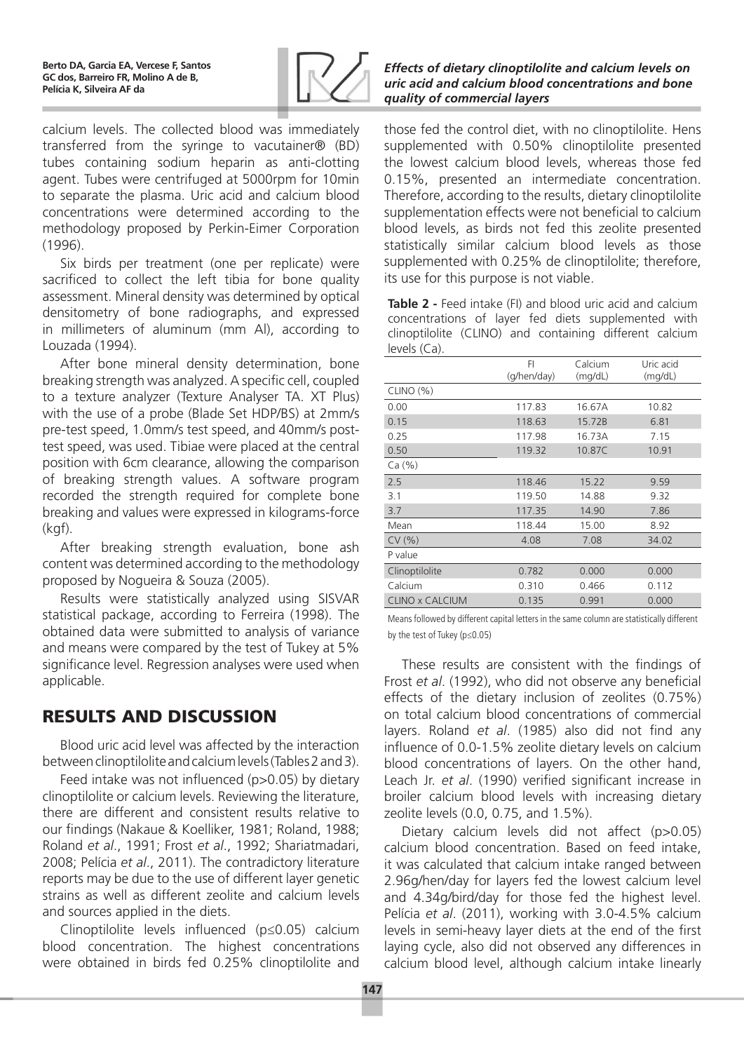calcium levels. The collected blood was immediately transferred from the syringe to vacutainer® (BD) tubes containing sodium heparin as anti-clotting agent. Tubes were centrifuged at 5000rpm for 10min to separate the plasma. Uric acid and calcium blood concentrations were determined according to the methodology proposed by Perkin-Eimer Corporation (1996).

Six birds per treatment (one per replicate) were sacrificed to collect the left tibia for bone quality assessment. Mineral density was determined by optical densitometry of bone radiographs, and expressed in millimeters of aluminum (mm Al), according to Louzada (1994).

After bone mineral density determination, bone breaking strength was analyzed. A specific cell, coupled to a texture analyzer (Texture Analyser TA. XT Plus) with the use of a probe (Blade Set HDP/BS) at 2mm/s pre-test speed, 1.0mm/s test speed, and 40mm/s post-test speed, was used. Tibiae were placed at the central position with 6cm clearance, allowing the comparison of breaking strength values. A software program recorded the strength required for complete bone breaking and values were expressed in kilograms-force (kgf).

After breaking strength evaluation, bone ash content was determined according to the methodology proposed by Nogueira & Souza (2005).

Results were statistically analyzed using SISVAR statistical package, according to Ferreira (1998). The obtained data were submitted to analysis of variance and means were compared by the test of Tukey at 5% significance level. Regression analyses were used when applicable.

## RESULTS AND DISCUSSION

Blood uric acid level was affected by the interaction between clinoptilolite and calcium levels (Tables 2 and 3).

Feed intake was not influenced ($p>0.05$) by dietary clinoptilolite or calcium levels. Reviewing the literature, there are different and consistent results relative to our findings (Nakaue & Koelliker, 1981; Roland, 1988; Roland *et al*., 1991; Frost *et al*., 1992; Shariatmadari, 2008; Pelícia *et al*., 2011). The contradictory literature reports may be due to the use of different layer genetic strains as well as different zeolite and calcium levels and sources applied in the diets.

Clinoptilolite levels influenced ($p\leq0.05$) calcium blood concentration. The highest concentrations were obtained in birds fed 0.25% clinoptilolite and those fed the control diet, with no clinoptilolite. Hens supplemented with 0.50% clinoptilolite presented the lowest calcium blood levels, whereas those fed 0.15%, presented an intermediate concentration. Therefore, according to the results, dietary clinoptilolite supplementation effects were not beneficial to calcium blood levels, as birds not fed this zeolite presented statistically similar calcium blood levels as those supplemented with 0.25% de clinoptilolite; therefore, its use for this purpose is not viable.

**Table 2 -** Feed intake (FI) and blood uric acid and calcium concentrations of layer fed diets supplemented with clinoptilolite (CLINO) and containing different calcium levels (Ca).

| | FI (g/hen/day) | Calcium (mg/dL) | Uric acid (mg/dL) |
|---|---|---|---|
| CLINO (%) | | | |
| 0.00 | 117.83 | 16.67A | 10.82 |
| 0.15 | 118.63 | 15.72B | 6.81 |
| 0.25 | 117.98 | 16.73A | 7.15 |
| 0.50 | 119.32 | 10.87C | 10.91 |
| Ca (%) | | | |
| 2.5 | 118.46 | 15.22 | 9.59 |
| 3.1 | 119.50 | 14.88 | 9.32 |
| 3.7 | 117.35 | 14.90 | 7.86 |
| Mean | 118.44 | 15.00 | 8.92 |
| CV (%) | 4.08 | 7.08 | 34.02 |
| P value | | | |
| Clinoptilolite | 0.782 | 0.000 | 0.000 |
| Calcium | 0.310 | 0.466 | 0.112 |
| CLINO x CALCIUM | 0.135 | 0.991 | 0.000 |

Means followed by different capital letters in the same column are statistically different by the test of Tukey ($p\leq0.05$)

These results are consistent with the findings of Frost *et al*. (1992), who did not observe any beneficial effects of the dietary inclusion of zeolites (0.75%) on total calcium blood concentrations of commercial layers. Roland *et al*. (1985) also did not find any influence of 0.0-1.5% zeolite dietary levels on calcium blood concentrations of layers. On the other hand, Leach Jr. *et al*. (1990) verified significant increase in broiler calcium blood levels with increasing dietary zeolite levels (0.0, 0.75, and 1.5%).

Dietary calcium levels did not affect ($p>0.05$) calcium blood concentration. Based on feed intake, it was calculated that calcium intake ranged between 2.96g/hen/day for layers fed the lowest calcium level and 4.34g/bird/day for those fed the highest level. Pelícia *et al*. (2011), working with 3.0-4.5% calcium levels in semi-heavy layer diets at the end of the first laying cycle, also did not observed any differences in calcium blood level, although calcium intake linearly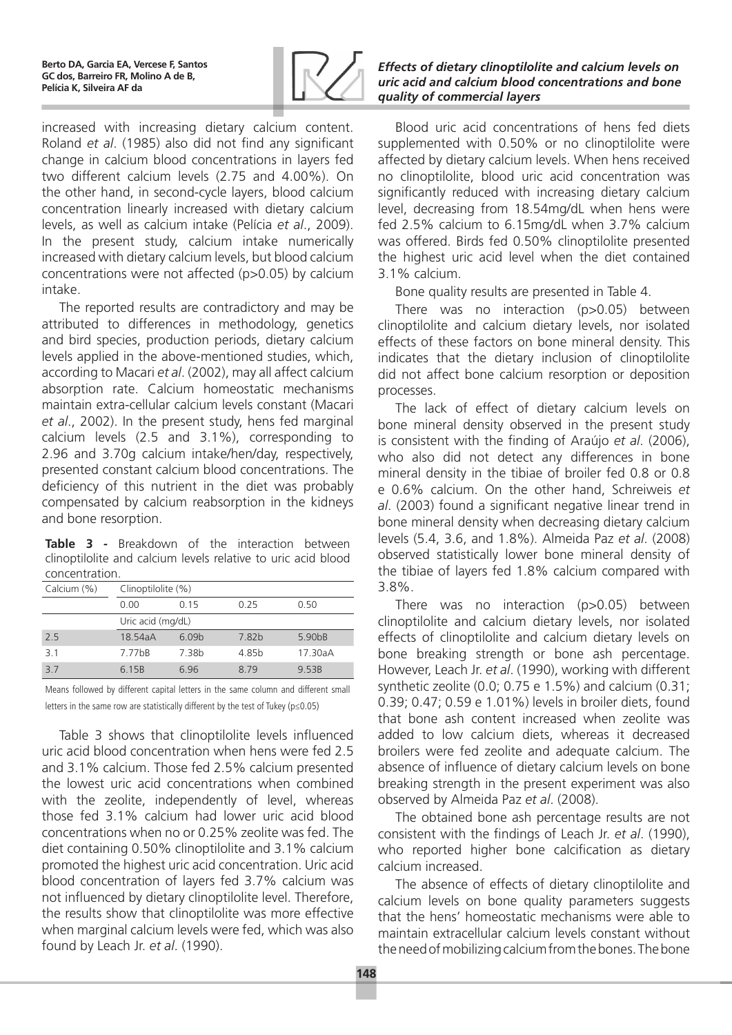increased with increasing dietary calcium content. Roland *et al*. (1985) also did not find any significant change in calcium blood concentrations in layers fed two different calcium levels (2.75 and 4.00%). On the other hand, in second-cycle layers, blood calcium concentration linearly increased with dietary calcium levels, as well as calcium intake (Pelícia *et al*., 2009). In the present study, calcium intake numerically increased with dietary calcium levels, but blood calcium concentrations were not affected (p>0.05) by calcium intake.

The reported results are contradictory and may be attributed to differences in methodology, genetics and bird species, production periods, dietary calcium levels applied in the above-mentioned studies, which, according to Macari *et al*. (2002), may all affect calcium absorption rate. Calcium homeostatic mechanisms maintain extra-cellular calcium levels constant (Macari *et al*., 2002). In the present study, hens fed marginal calcium levels (2.5 and 3.1%), corresponding to 2.96 and 3.70g calcium intake/hen/day, respectively, presented constant calcium blood concentrations. The deficiency of this nutrient in the diet was probably compensated by calcium reabsorption in the kidneys and bone resorption.

**Table 3 -** Breakdown of the interaction between clinoptilolite and calcium levels relative to uric acid blood concentration.

| Calcium (%) | Clinoptilolite (%) | | | |
|---|---|---|---|---|
| | 0.00 | 0.15 | 0.25 | 0.50 |
| | Uric acid (mg/dL) | | | |
| 2.5 | 18.54aA | 6.09b | 7.82b | 5.90bB |
| 3.1 | 7.77bB | 7.38b | 4.85b | 17.30aA |
| 3.7 | 6.15B | 6.96 | 8.79 | 9.53B |

Means followed by different capital letters in the same column and different small letters in the same row are statistically different by the test of Tukey (p≤0.05)

Table 3 shows that clinoptilolite levels influenced uric acid blood concentration when hens were fed 2.5 and 3.1% calcium. Those fed 2.5% calcium presented the lowest uric acid concentrations when combined with the zeolite, independently of level, whereas those fed 3.1% calcium had lower uric acid blood concentrations when no or 0.25% zeolite was fed. The diet containing 0.50% clinoptilolite and 3.1% calcium promoted the highest uric acid concentration. Uric acid blood concentration of layers fed 3.7% calcium was not influenced by dietary clinoptilolite level. Therefore, the results show that clinoptilolite was more effective when marginal calcium levels were fed, which was also found by Leach Jr. *et al*. (1990).

Blood uric acid concentrations of hens fed diets supplemented with 0.50% or no clinoptilolite were affected by dietary calcium levels. When hens received no clinoptilolite, blood uric acid concentration was significantly reduced with increasing dietary calcium level, decreasing from 18.54mg/dL when hens were fed 2.5% calcium to 6.15mg/dL when 3.7% calcium was offered. Birds fed 0.50% clinoptilolite presented the highest uric acid level when the diet contained 3.1% calcium.

Bone quality results are presented in Table 4.

There was no interaction (p>0.05) between clinoptilolite and calcium dietary levels, nor isolated effects of these factors on bone mineral density. This indicates that the dietary inclusion of clinoptilolite did not affect bone calcium resorption or deposition processes.

The lack of effect of dietary calcium levels on bone mineral density observed in the present study is consistent with the finding of Araújo *et al*. (2006), who also did not detect any differences in bone mineral density in the tibiae of broiler fed 0.8 or 0.8 e 0.6% calcium. On the other hand, Schreiweis *et al*. (2003) found a significant negative linear trend in bone mineral density when decreasing dietary calcium levels (5.4, 3.6, and 1.8%). Almeida Paz *et al*. (2008) observed statistically lower bone mineral density of the tibiae of layers fed 1.8% calcium compared with 3.8%.

There was no interaction (p>0.05) between clinoptilolite and calcium dietary levels, nor isolated effects of clinoptilolite and calcium dietary levels on bone breaking strength or bone ash percentage. However, Leach Jr. *et al*. (1990), working with different synthetic zeolite (0.0; 0.75 e 1.5%) and calcium (0.31; 0.39; 0.47; 0.59 e 1.01%) levels in broiler diets, found that bone ash content increased when zeolite was added to low calcium diets, whereas it decreased broilers were fed zeolite and adequate calcium. The absence of influence of dietary calcium levels on bone breaking strength in the present experiment was also observed by Almeida Paz *et al*. (2008).

The obtained bone ash percentage results are not consistent with the findings of Leach Jr. *et al*. (1990), who reported higher bone calcification as dietary calcium increased.

The absence of effects of dietary clinoptilolite and calcium levels on bone quality parameters suggests that the hens' homeostatic mechanisms were able to maintain extracellular calcium levels constant without the need of mobilizing calcium from the bones. The bone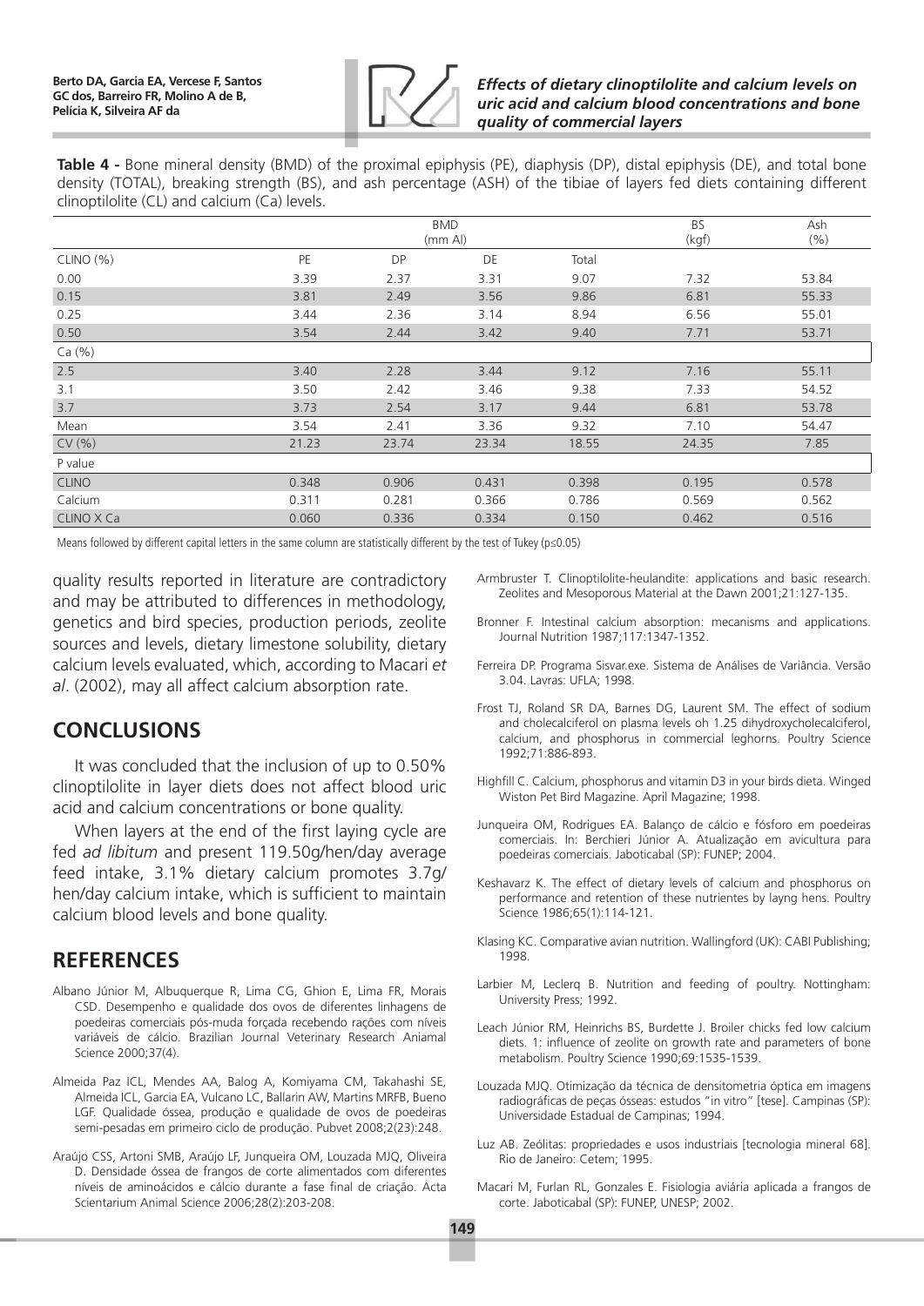**Table 4 -** Bone mineral density (BMD) of the proximal epiphysis (PE), diaphysis (DP), distal epiphysis (DE), and total bone density (TOTAL), breaking strength (BS), and ash percentage (ASH) of the tibiae of layers fed diets containing different clinoptilolite (CL) and calcium (Ca) levels.

| | BMD (mm Al) | | | | BS (kgf) | Ash (%) |
|---|---|---|---|---|---|---|
| CLINO (%) | PE | DP | DE | Total | | |
| 0.00 | 3.39 | 2.37 | 3.31 | 9.07 | 7.32 | 53.84 |
| 0.15 | 3.81 | 2.49 | 3.56 | 9.86 | 6.81 | 55.33 |
| 0.25 | 3.44 | 2.36 | 3.14 | 8.94 | 6.56 | 55.01 |
| 0.50 | 3.54 | 2.44 | 3.42 | 9.40 | 7.71 | 53.71 |
| Ca (%) | | | | | | |
| 2.5 | 3.40 | 2.28 | 3.44 | 9.12 | 7.16 | 55.11 |
| 3.1 | 3.50 | 2.42 | 3.46 | 9.38 | 7.33 | 54.52 |
| 3.7 | 3.73 | 2.54 | 3.17 | 9.44 | 6.81 | 53.78 |
| Mean | 3.54 | 2.41 | 3.36 | 9.32 | 7.10 | 54.47 |
| CV (%) | 21.23 | 23.74 | 23.34 | 18.55 | 24.35 | 7.85 |
| P value | | | | | | |
| CLINO | 0.348 | 0.906 | 0.431 | 0.398 | 0.195 | 0.578 |
| Calcium | 0.311 | 0.281 | 0.366 | 0.786 | 0.569 | 0.562 |
| CLINO X Ca | 0.060 | 0.336 | 0.334 | 0.150 | 0.462 | 0.516 |

Means followed by different capital letters in the same column are statistically different by the test of Tukey ($p \leq 0.05$)

quality results reported in literature are contradictory and may be attributed to differences in methodology, genetics and bird species, production periods, zeolite sources and levels, dietary limestone solubility, dietary calcium levels evaluated, which, according to Macari *et al*. (2002), may all affect calcium absorption rate.

## CONCLUSIONS

It was concluded that the inclusion of up to 0.50% clinoptilolite in layer diets does not affect blood uric acid and calcium concentrations or bone quality.

When layers at the end of the first laying cycle are fed *ad libitum* and present 119.50g/hen/day average feed intake, 3.1% dietary calcium promotes 3.7g/hen/day calcium intake, which is sufficient to maintain calcium blood levels and bone quality.

## REFERENCES

Albano Júnior M, Albuquerque R, Lima CG, Ghion E, Lima FR, Morais CSD. Desempenho e qualidade dos ovos de diferentes linhagens de poedeiras comerciais pós-muda forçada recebendo rações com níveis variáveis de cálcio. Brazilian Journal Veterinary Research Aniamal Science 2000;37(4).

Almeida Paz ICL, Mendes AA, Balog A, Komiyama CM, Takahashi SE, Almeida ICL, Garcia EA, Vulcano LC, Ballarin AW, Martins MRFB, Bueno LGF. Qualidade óssea, produção e qualidade de ovos de poedeiras semi-pesadas em primeiro ciclo de produção. Pubvet 2008;2(23):248.

Araújo CSS, Artoni SMB, Araújo LF, Junqueira OM, Louzada MJQ, Oliveira D. Densidade óssea de frangos de corte alimentados com diferentes níveis de aminoácidos e cálcio durante a fase final de criação. Acta Scientiarium Animal Science 2006;28(2):203-208.

Armbruster T. Clinoptilolite-heulandite: applications and basic research. Zeolites and Mesoporous Material at the Dawn 2001;21:127-135.

Bronner F. Intestinal calcium absorption: mecanisms and applications. Journal Nutrition 1987;117:1347-1352.

Ferreira DP. Programa Sisvar.exe. Sistema de Análises de Variância. Versão 3.04. Lavras: UFLA; 1998.

Frost TJ, Roland SR DA, Barnes DG, Laurent SM. The effect of sodium and cholecalciferol on plasma levels oh 1.25 dihydroxycholecalciferol, calcium, and phosphorus in commercial leghorns. Poultry Science 1992;71:886-893.

Highfill C. Calcium, phosphorus and vitamin D3 in your birds dieta. Winged Wiston Pet Bird Magazine. April Magazine; 1998.

Junqueira OM, Rodrigues EA. Balanço de cálcio e fósforo em poedeiras comerciais. In: Berchieri Júnior A. Atualização em avicultura para poedeiras comerciais. Jaboticabal (SP): FUNEP; 2004.

Keshavarz K. The effect of dietary levels of calcium and phosphorus on performance and retention of these nutrientes by layng hens. Poultry Science 1986;65(1):114-121.

Klasing KC. Comparative avian nutrition. Wallingford (UK): CABI Publishing; 1998.

Larbier M, Leclerq B. Nutrition and feeding of poultry. Nottingham: University Press; 1992.

Leach Júnior RM, Heinrichs BS, Burdette J. Broiler chicks fed low calcium diets. 1: influence of zeolite on growth rate and parameters of bone metabolism. Poultry Science 1990;69:1535-1539.

Louzada MJQ. Otimização da técnica de densitometria óptica em imagens radiográficas de peças ósseas: estudos "in vitro" [tese]. Campinas (SP): Universidade Estadual de Campinas; 1994.

Luz AB. Zeólitas: propriedades e usos industriais [tecnologia mineral 68]. Rio de Janeiro: Cetem; 1995.

Macari M, Furlan RL, Gonzales E. Fisiologia aviária aplicada a frangos de corte. Jaboticabal (SP): FUNEP, UNESP; 2002.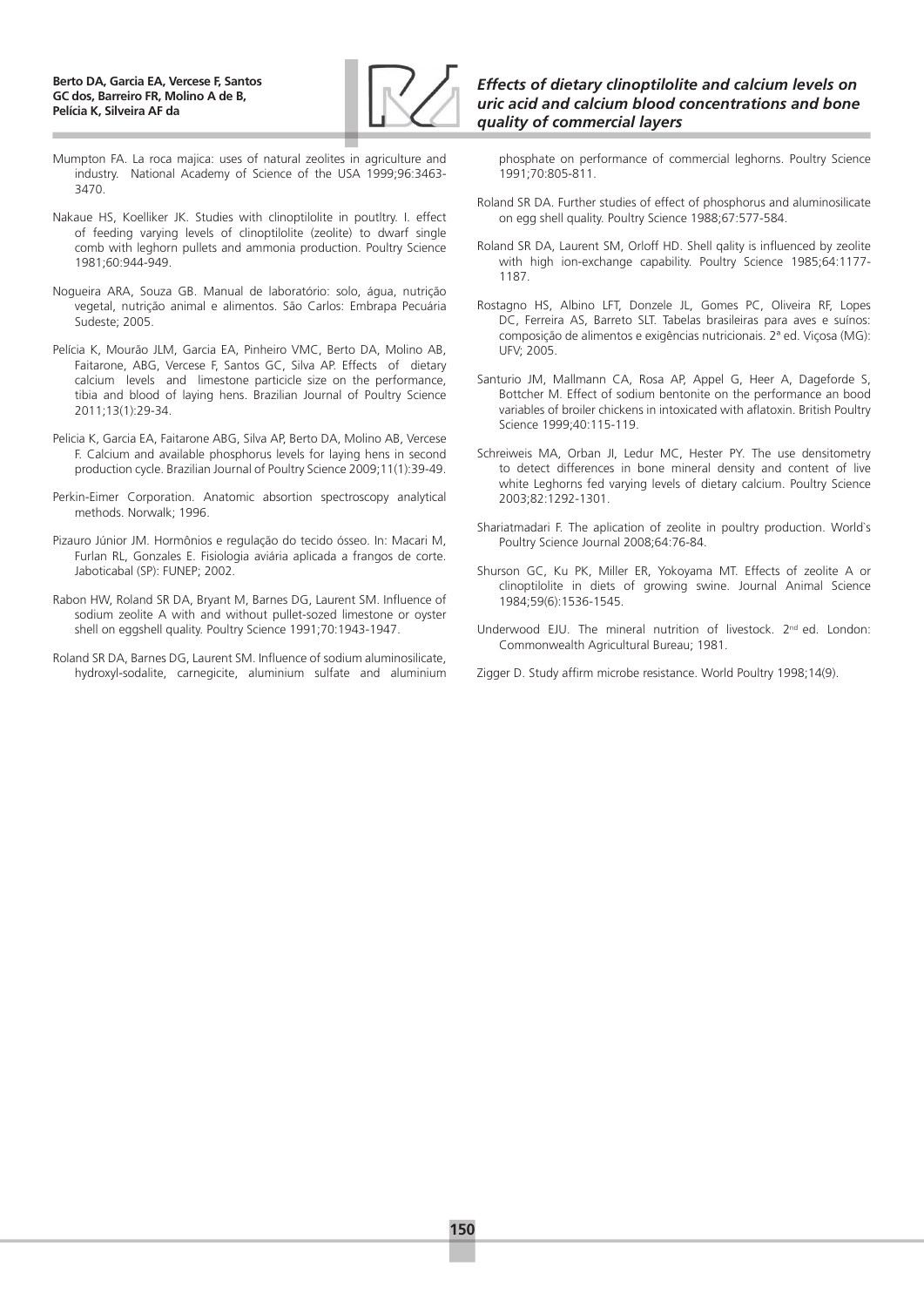Mumpton FA. La roca majica: uses of natural zeolites in agriculture and industry. National Academy of Science of the USA 1999;96:3463-3470.

Nakaue HS, Koelliker JK. Studies with clinoptilolite in poutltry. I. effect of feeding varying levels of clinoptilolite (zeolite) to dwarf single comb with leghorn pullets and ammonia production. Poultry Science 1981;60:944-949.

Nogueira ARA, Souza GB. Manual de laboratório: solo, água, nutrição vegetal, nutrição animal e alimentos. São Carlos: Embrapa Pecuária Sudeste; 2005.

Pelícia K, Mourão JLM, Garcia EA, Pinheiro VMC, Berto DA, Molino AB, Faitarone, ABG, Vercese F, Santos GC, Silva AP. Effects of dietary calcium levels and limestone particicle size on the performance, tibia and blood of laying hens. Brazilian Journal of Poultry Science 2011;13(1):29-34.

Pelicia K, Garcia EA, Faitarone ABG, Silva AP, Berto DA, Molino AB, Vercese F. Calcium and available phosphorus levels for laying hens in second production cycle. Brazilian Journal of Poultry Science 2009;11(1):39-49.

Perkin-Eimer Corporation. Anatomic absortion spectroscopy analytical methods. Norwalk; 1996.

Pizauro Júnior JM. Hormônios e regulação do tecido ósseo. In: Macari M, Furlan RL, Gonzales E. Fisiologia aviária aplicada a frangos de corte. Jaboticabal (SP): FUNEP; 2002.

Rabon HW, Roland SR DA, Bryant M, Barnes DG, Laurent SM. Influence of sodium zeolite A with and without pullet-sozed limestone or oyster shell on eggshell quality. Poultry Science 1991;70:1943-1947.

Roland SR DA, Barnes DG, Laurent SM. Influence of sodium aluminosilicate, hydroxyl-sodalite, carnegicite, aluminium sulfate and aluminium phosphate on performance of commercial leghorns. Poultry Science 1991;70:805-811.

Roland SR DA. Further studies of effect of phosphorus and aluminosilicate on egg shell quality. Poultry Science 1988;67:577-584.

Roland SR DA, Laurent SM, Orloff HD. Shell qality is influenced by zeolite with high ion-exchange capability. Poultry Science 1985;64:1177-1187.

Rostagno HS, Albino LFT, Donzele JL, Gomes PC, Oliveira RF, Lopes DC, Ferreira AS, Barreto SLT. Tabelas brasileiras para aves e suínos: composição de alimentos e exigências nutricionais. 2ª ed. Viçosa (MG): UFV; 2005.

Santurio JM, Mallmann CA, Rosa AP, Appel G, Heer A, Dageforde S, Bottcher M. Effect of sodium bentonite on the performance an bood variables of broiler chickens in intoxicated with aflatoxin. British Poultry Science 1999;40:115-119.

Schreiweis MA, Orban JI, Ledur MC, Hester PY. The use densitometry to detect differences in bone mineral density and content of live white Leghorns fed varying levels of dietary calcium. Poultry Science 2003;82:1292-1301.

Shariatmadari F. The aplication of zeolite in poultry production. World`s Poultry Science Journal 2008;64:76-84.

Shurson GC, Ku PK, Miller ER, Yokoyama MT. Effects of zeolite A or clinoptilolite in diets of growing swine. Journal Animal Science 1984;59(6):1536-1545.

Underwood EJU. The mineral nutrition of livestock. 2nd ed. London: Commonwealth Agricultural Bureau; 1981.

Zigger D. Study affirm microbe resistance. World Poultry 1998;14(9).